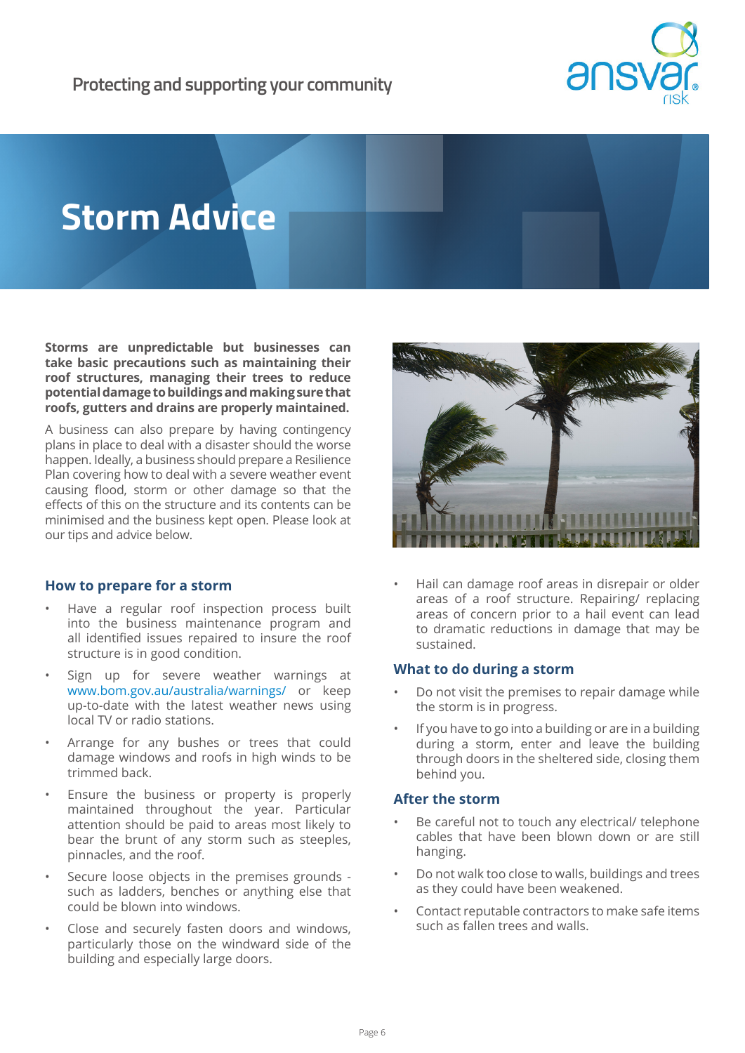# Storm Advice

**Storms are unpredictable but businesses can take basic precautions such as maintaining their roof structures, managing their trees to reduce potential damage to buildings and making sure that roofs, gutters and drains are properly maintained.**

A business can also prepare by having contingency plans in place to deal with a disaster should the worse happen. Ideally, a business should prepare a Resilience Plan covering how to deal with a severe weather event causing flood, storm or other damage so that the effects of this on the structure and its contents can be minimised and the business kept open. Please look at our tips and advice below.

## How to prepare for a storm

- Have a regular roof inspection process built into the business maintenance program and all identified issues repaired to insure the roof structure is in good condition.
- Sign up for severe weather warnings at www.bom.gov.au/australia/warnings/ or keep up-to-date with the latest weather news using local TV or radio stations.
- Arrange for any bushes or trees that could damage windows and roofs in high winds to be trimmed back.
- Ensure the business or property is properly maintained throughout the year. Particular attention should be paid to areas most likely to bear the brunt of any storm such as steeples, pinnacles, and the roof.
- Secure loose objects in the premises grounds - such as ladders, benches or anything else that could be blown into windows.
- Close and securely fasten doors and windows, particularly those on the windward side of the building and especially large doors.
- Hail can damage roof areas in disrepair or older areas of a roof structure. Repairing/ replacing areas of concern prior to a hail event can lead to dramatic reductions in damage that may be sustained.

## What to do during a storm

- Do not visit the premises to repair damage while the storm is in progress.
- If you have to go into a building or are in a building during a storm, enter and leave the building through doors in the sheltered side, closing them behind you.

## After the storm

- Be careful not to touch any electrical/ telephone cables that have been blown down or are still hanging.
- Do not walk too close to walls, buildings and trees as they could have been weakened.
- Contact reputable contractors to make safe items such as fallen trees and walls.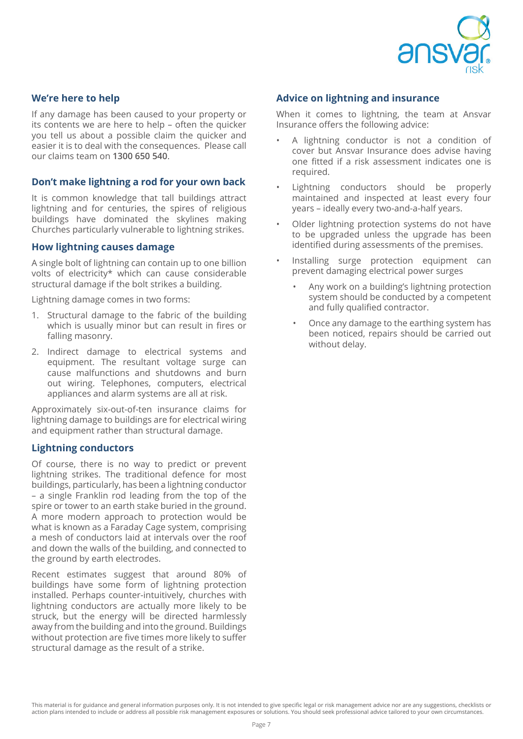## We're here to help

If any damage has been caused to your property or its contents we are here to help – often the quicker you tell us about a possible claim the quicker and easier it is to deal with the consequences. Please call our claims team on **1300 650 540**.

## Don't make lightning a rod for your own back

It is common knowledge that tall buildings attract lightning and for centuries, the spires of religious buildings have dominated the skylines making Churches particularly vulnerable to lightning strikes.

## How lightning causes damage

A single bolt of lightning can contain up to one billion volts of electricity* which can cause considerable structural damage if the bolt strikes a building.

Lightning damage comes in two forms:

1. Structural damage to the fabric of the building which is usually minor but can result in fires or falling masonry.
2. Indirect damage to electrical systems and equipment. The resultant voltage surge can cause malfunctions and shutdowns and burn out wiring. Telephones, computers, electrical appliances and alarm systems are all at risk.

Approximately six-out-of-ten insurance claims for lightning damage to buildings are for electrical wiring and equipment rather than structural damage.

## Lightning conductors

Of course, there is no way to predict or prevent lightning strikes. The traditional defence for most buildings, particularly, has been a lightning conductor – a single Franklin rod leading from the top of the spire or tower to an earth stake buried in the ground. A more modern approach to protection would be what is known as a Faraday Cage system, comprising a mesh of conductors laid at intervals over the roof and down the walls of the building, and connected to the ground by earth electrodes.

Recent estimates suggest that around 80% of buildings have some form of lightning protection installed. Perhaps counter-intuitively, churches with lightning conductors are actually more likely to be struck, but the energy will be directed harmlessly away from the building and into the ground. Buildings without protection are five times more likely to suffer structural damage as the result of a strike.

## Advice on lightning and insurance

When it comes to lightning, the team at Ansvar Insurance offers the following advice:

- A lightning conductor is not a condition of cover but Ansvar Insurance does advise having one fitted if a risk assessment indicates one is required.
- Lightning conductors should be properly maintained and inspected at least every four years – ideally every two-and-a-half years.
- Older lightning protection systems do not have to be upgraded unless the upgrade has been identified during assessments of the premises.
- Installing surge protection equipment can prevent damaging electrical power surges
  - Any work on a building's lightning protection system should be conducted by a competent and fully qualified contractor.
  - Once any damage to the earthing system has been noticed, repairs should be carried out without delay.

This material is for guidance and general information purposes only. It is not intended to give specific legal or risk management advice nor are any suggestions, checklists or action plans intended to include or address all possible risk management exposures or solutions. You should seek professional advice tailored to your own circumstances.